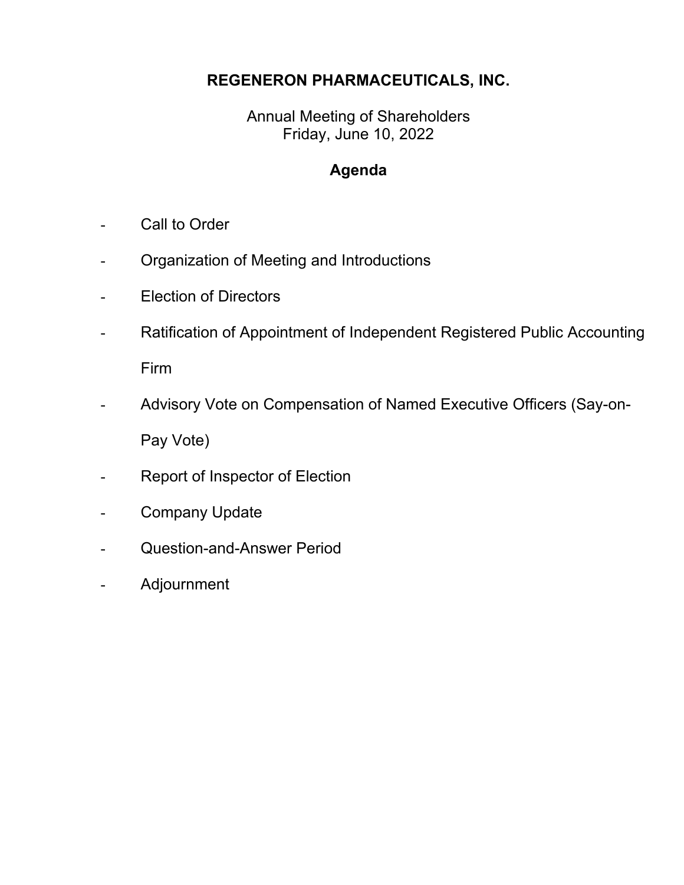# REGENERON PHARMACEUTICALS, INC.

Annual Meeting of Shareholders
Friday, June 10, 2022

## Agenda

- Call to Order
- Organization of Meeting and Introductions
- Election of Directors
- Ratification of Appointment of Independent Registered Public Accounting Firm
- Advisory Vote on Compensation of Named Executive Officers (Say-on-Pay Vote)
- Report of Inspector of Election
- Company Update
- Question-and-Answer Period
- Adjournment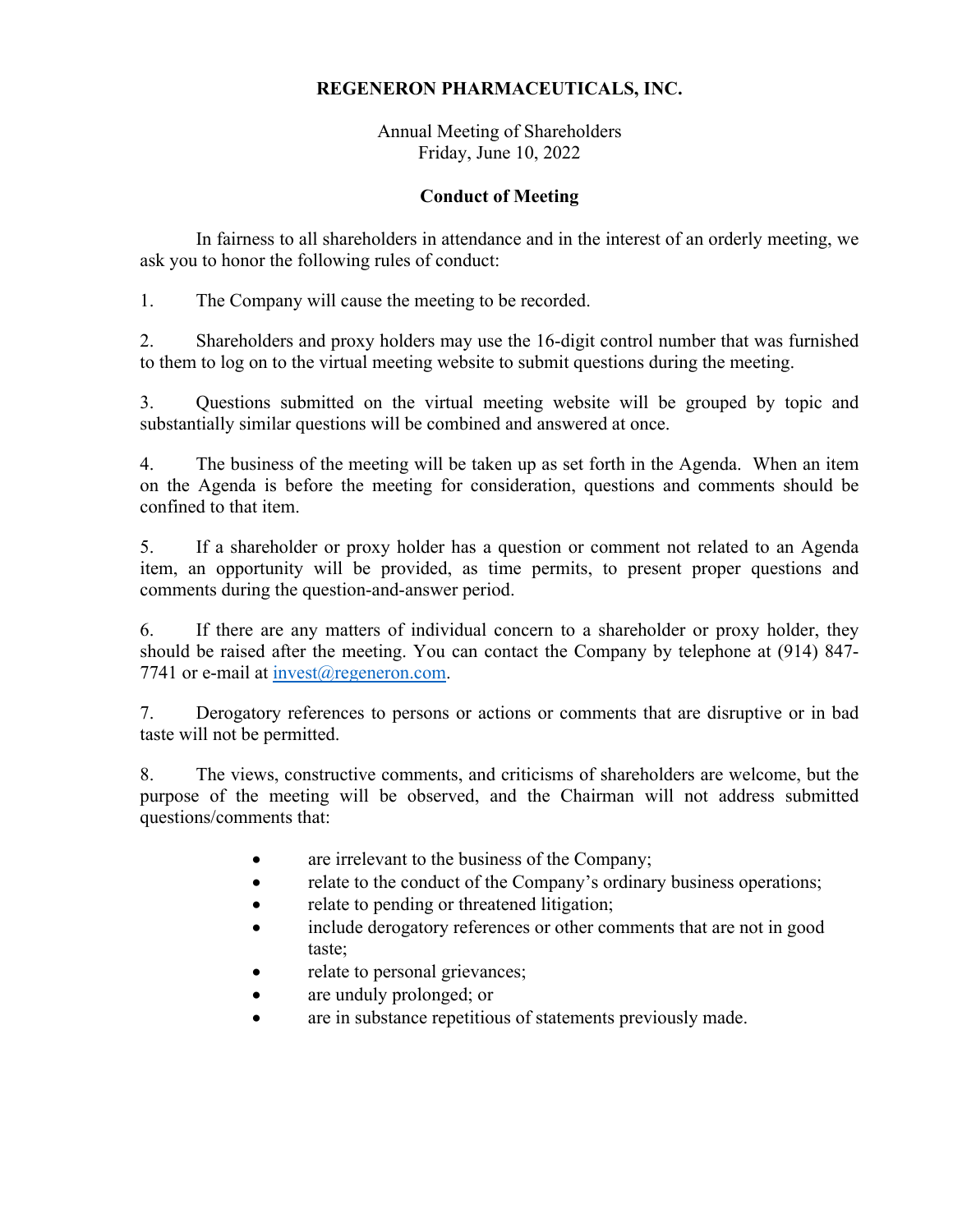**REGENERON PHARMACEUTICALS, INC.**

Annual Meeting of Shareholders
Friday, June 10, 2022

**Conduct of Meeting**

In fairness to all shareholders in attendance and in the interest of an orderly meeting, we ask you to honor the following rules of conduct:

1. The Company will cause the meeting to be recorded.

2. Shareholders and proxy holders may use the 16-digit control number that was furnished to them to log on to the virtual meeting website to submit questions during the meeting.

3. Questions submitted on the virtual meeting website will be grouped by topic and substantially similar questions will be combined and answered at once.

4. The business of the meeting will be taken up as set forth in the Agenda. When an item on the Agenda is before the meeting for consideration, questions and comments should be confined to that item.

5. If a shareholder or proxy holder has a question or comment not related to an Agenda item, an opportunity will be provided, as time permits, to present proper questions and comments during the question-and-answer period.

6. If there are any matters of individual concern to a shareholder or proxy holder, they should be raised after the meeting. You can contact the Company by telephone at (914) 847-7741 or e-mail at invest@regeneron.com.

7. Derogatory references to persons or actions or comments that are disruptive or in bad taste will not be permitted.

8. The views, constructive comments, and criticisms of shareholders are welcome, but the purpose of the meeting will be observed, and the Chairman will not address submitted questions/comments that:

- are irrelevant to the business of the Company;
- relate to the conduct of the Company's ordinary business operations;
- relate to pending or threatened litigation;
- include derogatory references or other comments that are not in good taste;
- relate to personal grievances;
- are unduly prolonged; or
- are in substance repetitious of statements previously made.